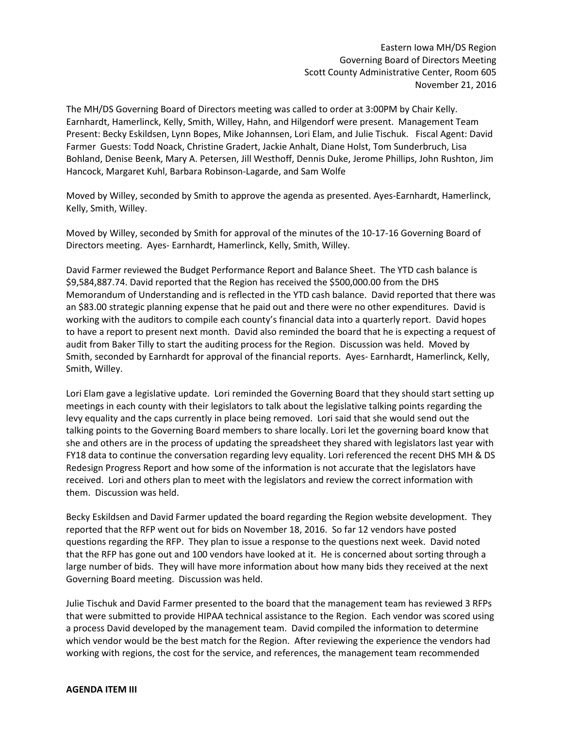Eastern Iowa MH/DS Region
Governing Board of Directors Meeting
Scott County Administrative Center, Room 605
November 21, 2016

The MH/DS Governing Board of Directors meeting was called to order at 3:00PM by Chair Kelly. Earnhardt, Hamerlinck, Kelly, Smith, Willey, Hahn, and Hilgendorf were present. Management Team Present: Becky Eskildsen, Lynn Bopes, Mike Johannsen, Lori Elam, and Julie Tischuk. Fiscal Agent: David Farmer Guests: Todd Noack, Christine Gradert, Jackie Anhalt, Diane Holst, Tom Sunderbruch, Lisa Bohland, Denise Beenk, Mary A. Petersen, Jill Westhoff, Dennis Duke, Jerome Phillips, John Rushton, Jim Hancock, Margaret Kuhl, Barbara Robinson-Lagarde, and Sam Wolfe

Moved by Willey, seconded by Smith to approve the agenda as presented. Ayes-Earnhardt, Hamerlinck, Kelly, Smith, Willey.

Moved by Willey, seconded by Smith for approval of the minutes of the 10-17-16 Governing Board of Directors meeting. Ayes- Earnhardt, Hamerlinck, Kelly, Smith, Willey.

David Farmer reviewed the Budget Performance Report and Balance Sheet. The YTD cash balance is $9,584,887.74. David reported that the Region has received the $500,000.00 from the DHS Memorandum of Understanding and is reflected in the YTD cash balance. David reported that there was an $83.00 strategic planning expense that he paid out and there were no other expenditures. David is working with the auditors to compile each county's financial data into a quarterly report. David hopes to have a report to present next month. David also reminded the board that he is expecting a request of audit from Baker Tilly to start the auditing process for the Region. Discussion was held. Moved by Smith, seconded by Earnhardt for approval of the financial reports. Ayes- Earnhardt, Hamerlinck, Kelly, Smith, Willey.

Lori Elam gave a legislative update. Lori reminded the Governing Board that they should start setting up meetings in each county with their legislators to talk about the legislative talking points regarding the levy equality and the caps currently in place being removed. Lori said that she would send out the talking points to the Governing Board members to share locally. Lori let the governing board know that she and others are in the process of updating the spreadsheet they shared with legislators last year with FY18 data to continue the conversation regarding levy equality. Lori referenced the recent DHS MH & DS Redesign Progress Report and how some of the information is not accurate that the legislators have received. Lori and others plan to meet with the legislators and review the correct information with them. Discussion was held.

Becky Eskildsen and David Farmer updated the board regarding the Region website development. They reported that the RFP went out for bids on November 18, 2016. So far 12 vendors have posted questions regarding the RFP. They plan to issue a response to the questions next week. David noted that the RFP has gone out and 100 vendors have looked at it. He is concerned about sorting through a large number of bids. They will have more information about how many bids they received at the next Governing Board meeting. Discussion was held.

Julie Tischuk and David Farmer presented to the board that the management team has reviewed 3 RFPs that were submitted to provide HIPAA technical assistance to the Region. Each vendor was scored using a process David developed by the management team. David compiled the information to determine which vendor would be the best match for the Region. After reviewing the experience the vendors had working with regions, the cost for the service, and references, the management team recommended

**AGENDA ITEM III**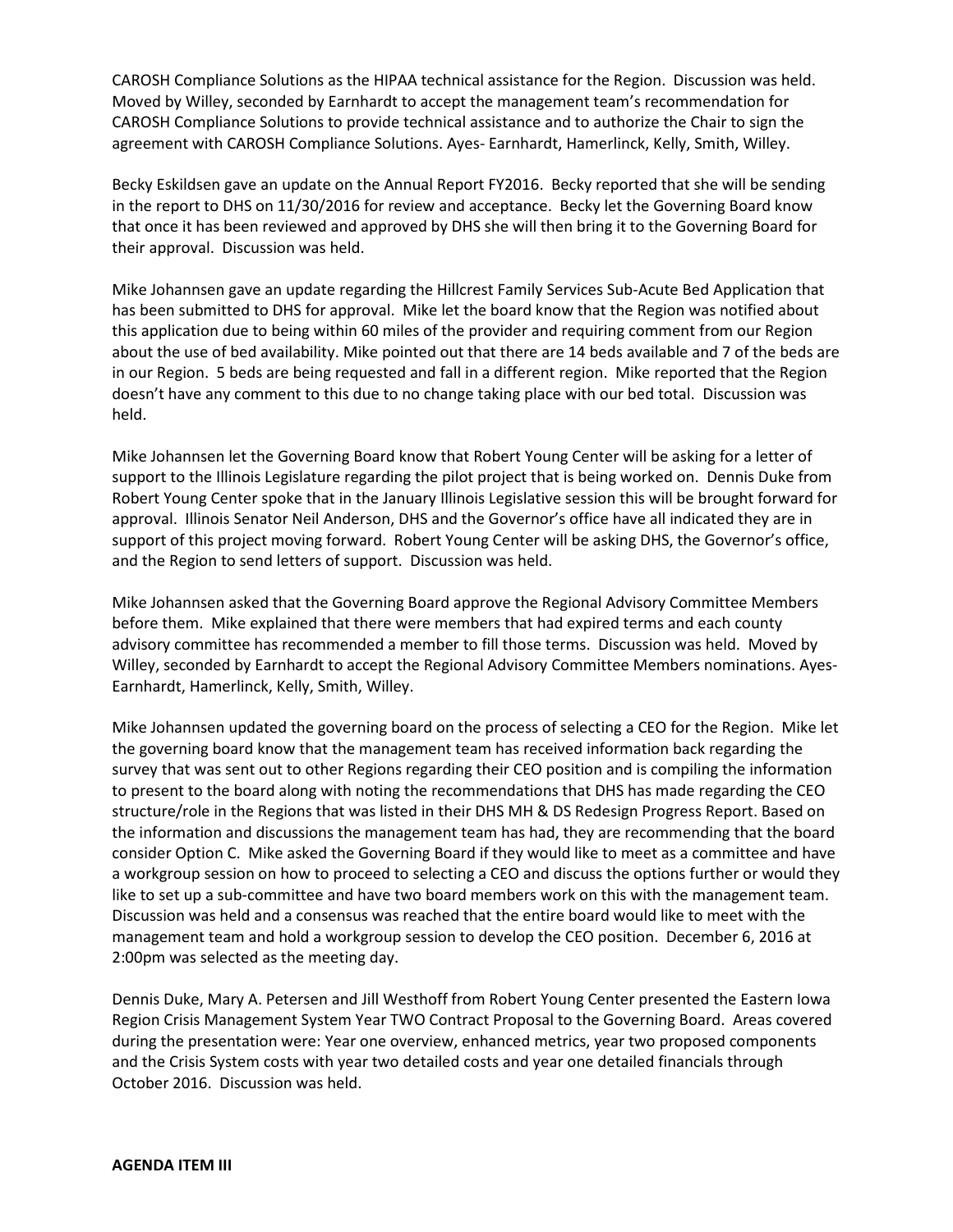CAROSH Compliance Solutions as the HIPAA technical assistance for the Region. Discussion was held. Moved by Willey, seconded by Earnhardt to accept the management team's recommendation for CAROSH Compliance Solutions to provide technical assistance and to authorize the Chair to sign the agreement with CAROSH Compliance Solutions. Ayes- Earnhardt, Hamerlinck, Kelly, Smith, Willey.

Becky Eskildsen gave an update on the Annual Report FY2016. Becky reported that she will be sending in the report to DHS on 11/30/2016 for review and acceptance. Becky let the Governing Board know that once it has been reviewed and approved by DHS she will then bring it to the Governing Board for their approval. Discussion was held.

Mike Johannsen gave an update regarding the Hillcrest Family Services Sub-Acute Bed Application that has been submitted to DHS for approval. Mike let the board know that the Region was notified about this application due to being within 60 miles of the provider and requiring comment from our Region about the use of bed availability. Mike pointed out that there are 14 beds available and 7 of the beds are in our Region. 5 beds are being requested and fall in a different region. Mike reported that the Region doesn't have any comment to this due to no change taking place with our bed total. Discussion was held.

Mike Johannsen let the Governing Board know that Robert Young Center will be asking for a letter of support to the Illinois Legislature regarding the pilot project that is being worked on. Dennis Duke from Robert Young Center spoke that in the January Illinois Legislative session this will be brought forward for approval. Illinois Senator Neil Anderson, DHS and the Governor's office have all indicated they are in support of this project moving forward. Robert Young Center will be asking DHS, the Governor's office, and the Region to send letters of support. Discussion was held.

Mike Johannsen asked that the Governing Board approve the Regional Advisory Committee Members before them. Mike explained that there were members that had expired terms and each county advisory committee has recommended a member to fill those terms. Discussion was held. Moved by Willey, seconded by Earnhardt to accept the Regional Advisory Committee Members nominations. Ayes- Earnhardt, Hamerlinck, Kelly, Smith, Willey.

Mike Johannsen updated the governing board on the process of selecting a CEO for the Region. Mike let the governing board know that the management team has received information back regarding the survey that was sent out to other Regions regarding their CEO position and is compiling the information to present to the board along with noting the recommendations that DHS has made regarding the CEO structure/role in the Regions that was listed in their DHS MH & DS Redesign Progress Report. Based on the information and discussions the management team has had, they are recommending that the board consider Option C. Mike asked the Governing Board if they would like to meet as a committee and have a workgroup session on how to proceed to selecting a CEO and discuss the options further or would they like to set up a sub-committee and have two board members work on this with the management team. Discussion was held and a consensus was reached that the entire board would like to meet with the management team and hold a workgroup session to develop the CEO position. December 6, 2016 at 2:00pm was selected as the meeting day.

Dennis Duke, Mary A. Petersen and Jill Westhoff from Robert Young Center presented the Eastern Iowa Region Crisis Management System Year TWO Contract Proposal to the Governing Board. Areas covered during the presentation were: Year one overview, enhanced metrics, year two proposed components and the Crisis System costs with year two detailed costs and year one detailed financials through October 2016. Discussion was held.

**AGENDA ITEM III**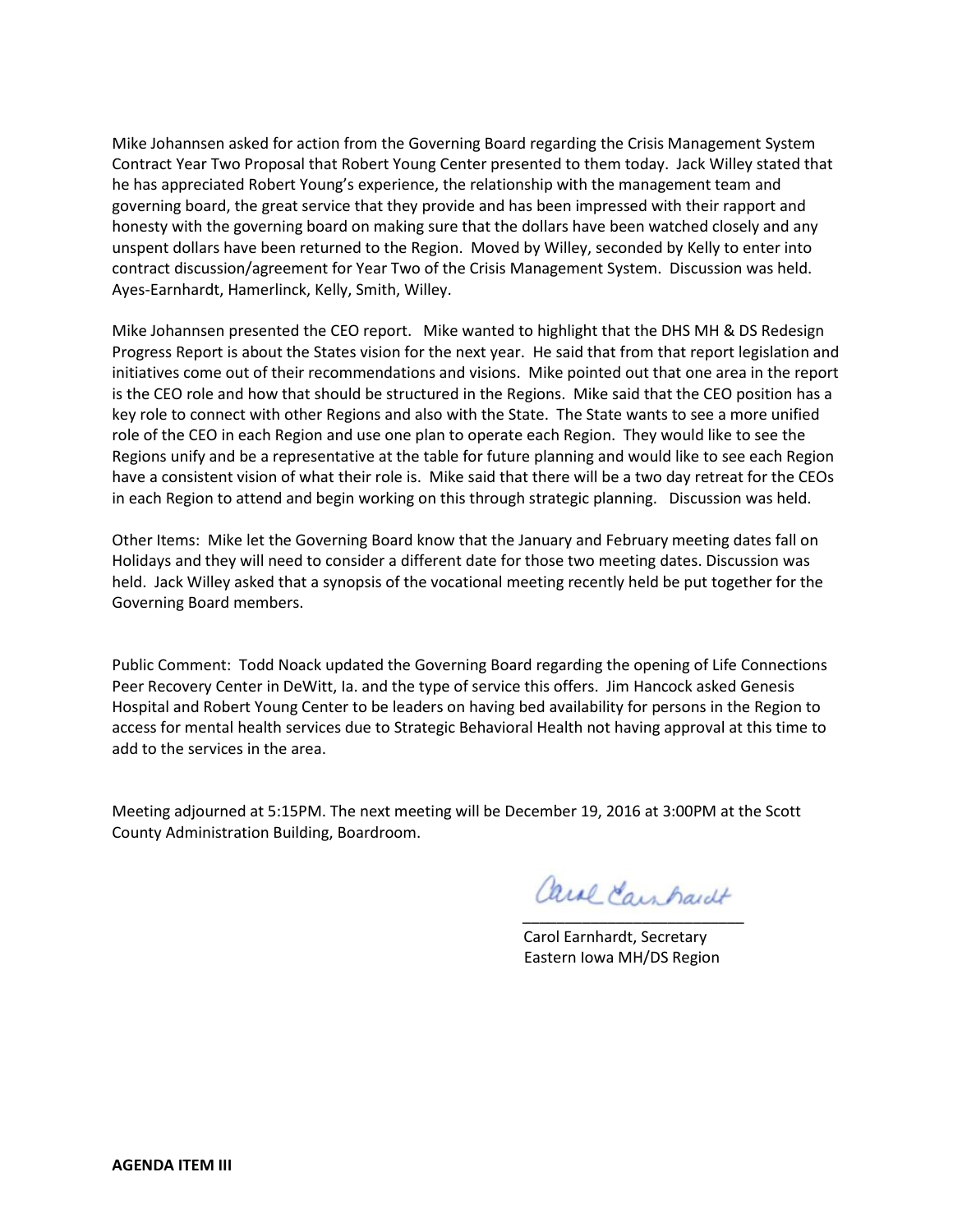Mike Johannsen asked for action from the Governing Board regarding the Crisis Management System Contract Year Two Proposal that Robert Young Center presented to them today. Jack Willey stated that he has appreciated Robert Young's experience, the relationship with the management team and governing board, the great service that they provide and has been impressed with their rapport and honesty with the governing board on making sure that the dollars have been watched closely and any unspent dollars have been returned to the Region. Moved by Willey, seconded by Kelly to enter into contract discussion/agreement for Year Two of the Crisis Management System. Discussion was held. Ayes-Earnhardt, Hamerlinck, Kelly, Smith, Willey.

Mike Johannsen presented the CEO report. Mike wanted to highlight that the DHS MH & DS Redesign Progress Report is about the States vision for the next year. He said that from that report legislation and initiatives come out of their recommendations and visions. Mike pointed out that one area in the report is the CEO role and how that should be structured in the Regions. Mike said that the CEO position has a key role to connect with other Regions and also with the State. The State wants to see a more unified role of the CEO in each Region and use one plan to operate each Region. They would like to see the Regions unify and be a representative at the table for future planning and would like to see each Region have a consistent vision of what their role is. Mike said that there will be a two day retreat for the CEOs in each Region to attend and begin working on this through strategic planning. Discussion was held.

Other Items: Mike let the Governing Board know that the January and February meeting dates fall on Holidays and they will need to consider a different date for those two meeting dates. Discussion was held. Jack Willey asked that a synopsis of the vocational meeting recently held be put together for the Governing Board members.

Public Comment: Todd Noack updated the Governing Board regarding the opening of Life Connections Peer Recovery Center in DeWitt, Ia. and the type of service this offers. Jim Hancock asked Genesis Hospital and Robert Young Center to be leaders on having bed availability for persons in the Region to access for mental health services due to Strategic Behavioral Health not having approval at this time to add to the services in the area.

Meeting adjourned at 5:15PM. The next meeting will be December 19, 2016 at 3:00PM at the Scott County Administration Building, Boardroom.

Carol Earnhardt

Carol Earnhardt, Secretary
Eastern Iowa MH/DS Region

**AGENDA ITEM III**